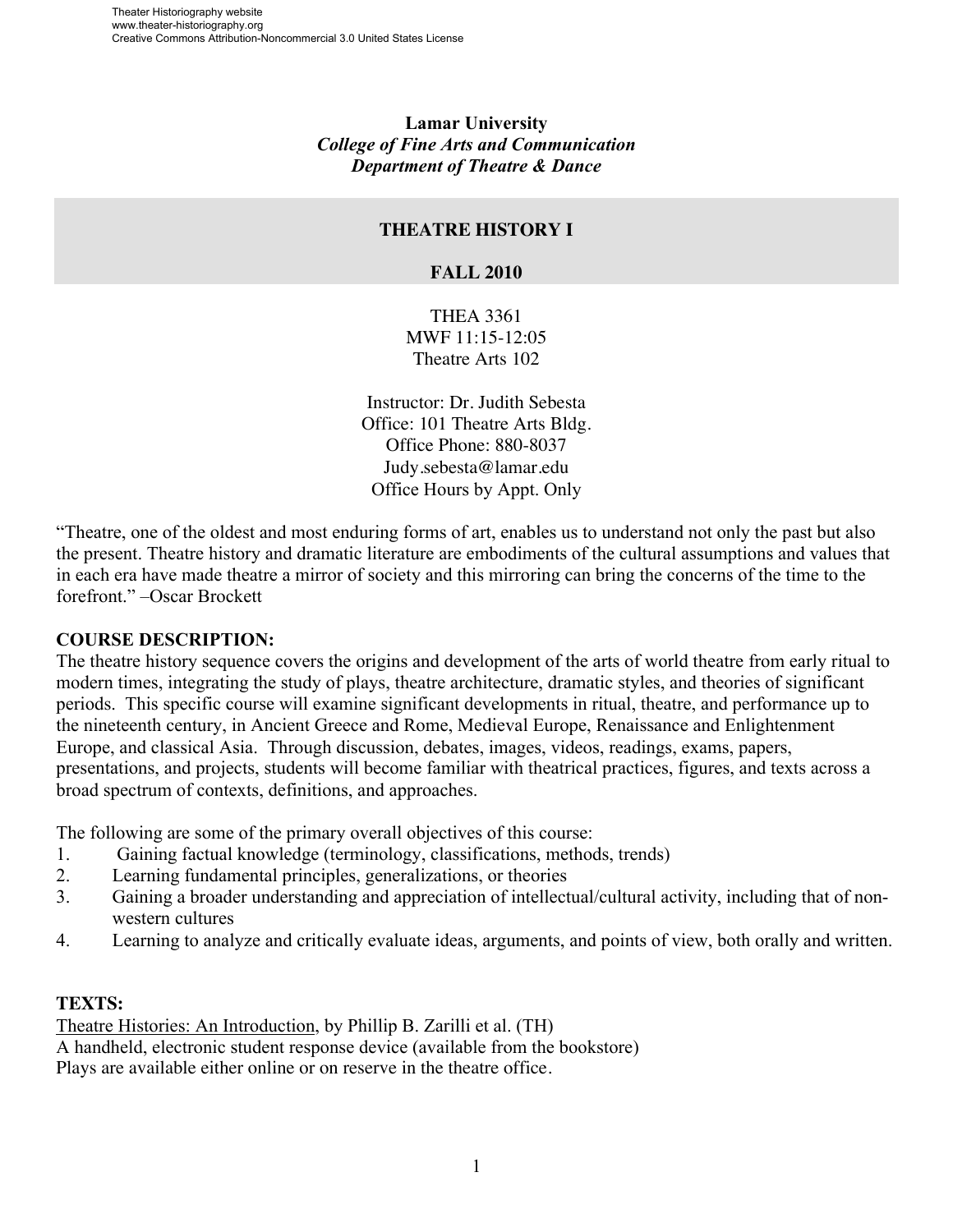**Lamar University**
***College of Fine Arts and Communication***
***Department of Theatre & Dance***

# THEATRE HISTORY I

## FALL 2010

THEA 3361
MWF 11:15-12:05
Theatre Arts 102

Instructor: Dr. Judith Sebesta
Office: 101 Theatre Arts Bldg.
Office Phone: 880-8037
Judy.sebesta@lamar.edu
Office Hours by Appt. Only

"Theatre, one of the oldest and most enduring forms of art, enables us to understand not only the past but also the present. Theatre history and dramatic literature are embodiments of the cultural assumptions and values that in each era have made theatre a mirror of society and this mirroring can bring the concerns of the time to the forefront." –Oscar Brockett

**COURSE DESCRIPTION:**

The theatre history sequence covers the origins and development of the arts of world theatre from early ritual to modern times, integrating the study of plays, theatre architecture, dramatic styles, and theories of significant periods. This specific course will examine significant developments in ritual, theatre, and performance up to the nineteenth century, in Ancient Greece and Rome, Medieval Europe, Renaissance and Enlightenment Europe, and classical Asia. Through discussion, debates, images, videos, readings, exams, papers, presentations, and projects, students will become familiar with theatrical practices, figures, and texts across a broad spectrum of contexts, definitions, and approaches.

The following are some of the primary overall objectives of this course:

1. Gaining factual knowledge (terminology, classifications, methods, trends)
2. Learning fundamental principles, generalizations, or theories
3. Gaining a broader understanding and appreciation of intellectual/cultural activity, including that of non-western cultures
4. Learning to analyze and critically evaluate ideas, arguments, and points of view, both orally and written.

**TEXTS:**

<u>Theatre Histories: An Introduction</u>, by Phillip B. Zarilli et al. (TH)
A handheld, electronic student response device (available from the bookstore)
Plays are available either online or on reserve in the theatre office.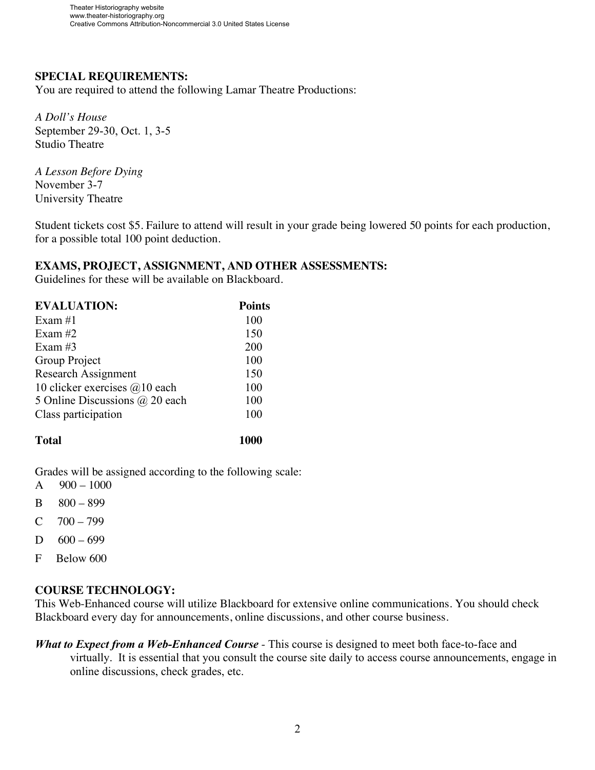**SPECIAL REQUIREMENTS:**
You are required to attend the following Lamar Theatre Productions:

*A Doll's House*
September 29-30, Oct. 1, 3-5
Studio Theatre

*A Lesson Before Dying*
November 3-7
University Theatre

Student tickets cost $5. Failure to attend will result in your grade being lowered 50 points for each production, for a possible total 100 point deduction.

**EXAMS, PROJECT, ASSIGNMENT, AND OTHER ASSESSMENTS:**
Guidelines for these will be available on Blackboard.

| **EVALUATION:** | **Points** |
|---|---|
| Exam #1 | 100 |
| Exam #2 | 150 |
| Exam #3 | 200 |
| Group Project | 100 |
| Research Assignment | 150 |
| 10 clicker exercises @10 each | 100 |
| 5 Online Discussions @ 20 each | 100 |
| Class participation | 100 |
| **Total** | **1000** |

Grades will be assigned according to the following scale:

A 900 – 1000

B 800 – 899

C 700 – 799

D 600 – 699

F Below 600

**COURSE TECHNOLOGY:**
This Web-Enhanced course will utilize Blackboard for extensive online communications. You should check Blackboard every day for announcements, online discussions, and other course business.

***What to Expect from a Web-Enhanced Course*** - This course is designed to meet both face-to-face and virtually. It is essential that you consult the course site daily to access course announcements, engage in online discussions, check grades, etc.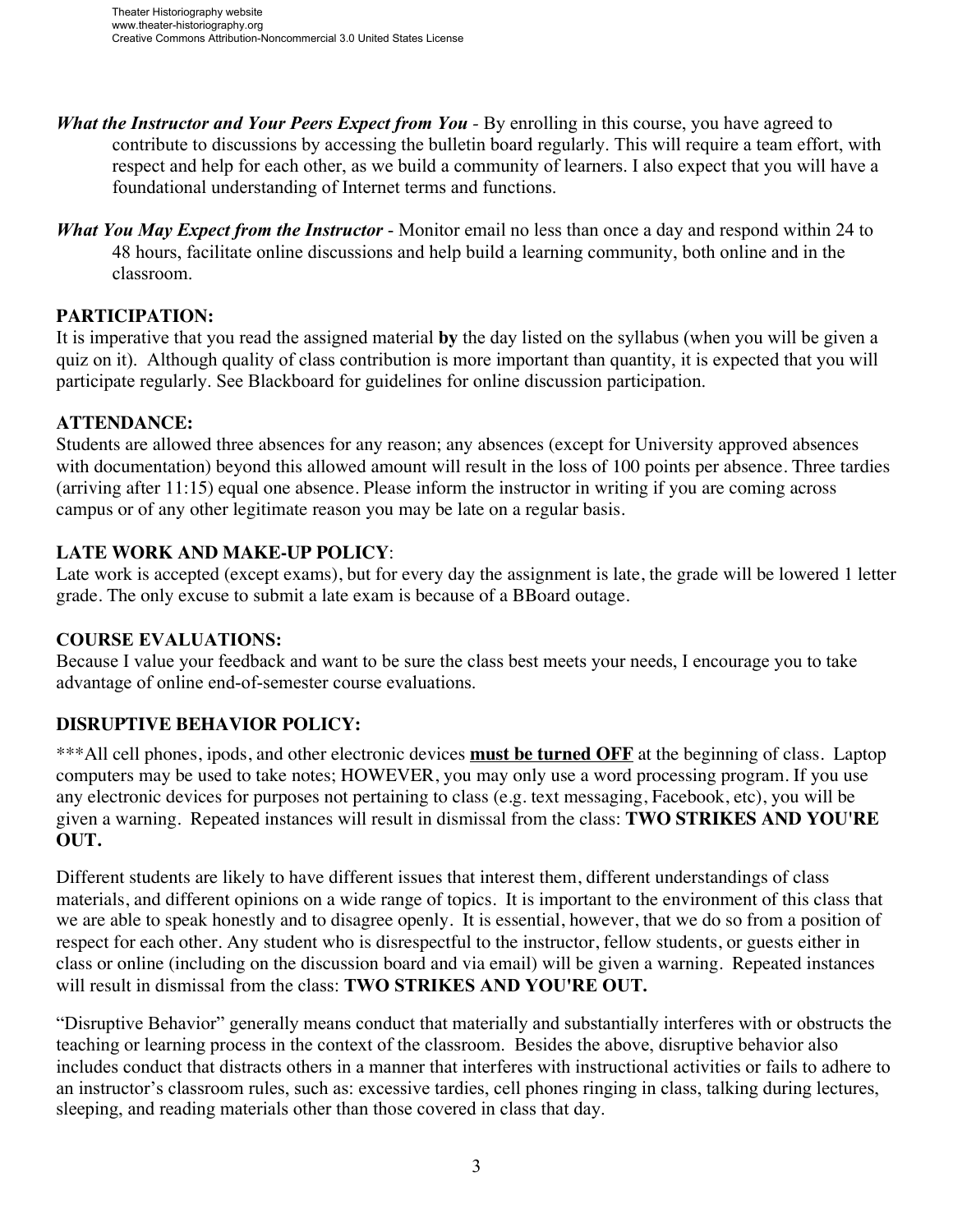***What the Instructor and Your Peers Expect from You*** - By enrolling in this course, you have agreed to contribute to discussions by accessing the bulletin board regularly. This will require a team effort, with respect and help for each other, as we build a community of learners. I also expect that you will have a foundational understanding of Internet terms and functions.

***What You May Expect from the Instructor*** - Monitor email no less than once a day and respond within 24 to 48 hours, facilitate online discussions and help build a learning community, both online and in the classroom.

## PARTICIPATION:

It is imperative that you read the assigned material **by** the day listed on the syllabus (when you will be given a quiz on it). Although quality of class contribution is more important than quantity, it is expected that you will participate regularly. See Blackboard for guidelines for online discussion participation.

## ATTENDANCE:

Students are allowed three absences for any reason; any absences (except for University approved absences with documentation) beyond this allowed amount will result in the loss of 100 points per absence. Three tardies (arriving after 11:15) equal one absence. Please inform the instructor in writing if you are coming across campus or of any other legitimate reason you may be late on a regular basis.

## LATE WORK AND MAKE-UP POLICY:

Late work is accepted (except exams), but for every day the assignment is late, the grade will be lowered 1 letter grade. The only excuse to submit a late exam is because of a BBoard outage.

## COURSE EVALUATIONS:

Because I value your feedback and want to be sure the class best meets your needs, I encourage you to take advantage of online end-of-semester course evaluations.

## DISRUPTIVE BEHAVIOR POLICY:

***All cell phones, ipods, and other electronic devices **<u>must be turned OFF</u>** at the beginning of class. Laptop computers may be used to take notes; HOWEVER, you may only use a word processing program. If you use any electronic devices for purposes not pertaining to class (e.g. text messaging, Facebook, etc), you will be given a warning. Repeated instances will result in dismissal from the class: **TWO STRIKES AND YOU'RE OUT.**

Different students are likely to have different issues that interest them, different understandings of class materials, and different opinions on a wide range of topics. It is important to the environment of this class that we are able to speak honestly and to disagree openly. It is essential, however, that we do so from a position of respect for each other. Any student who is disrespectful to the instructor, fellow students, or guests either in class or online (including on the discussion board and via email) will be given a warning. Repeated instances will result in dismissal from the class: **TWO STRIKES AND YOU'RE OUT.**

"Disruptive Behavior" generally means conduct that materially and substantially interferes with or obstructs the teaching or learning process in the context of the classroom. Besides the above, disruptive behavior also includes conduct that distracts others in a manner that interferes with instructional activities or fails to adhere to an instructor's classroom rules, such as: excessive tardies, cell phones ringing in class, talking during lectures, sleeping, and reading materials other than those covered in class that day.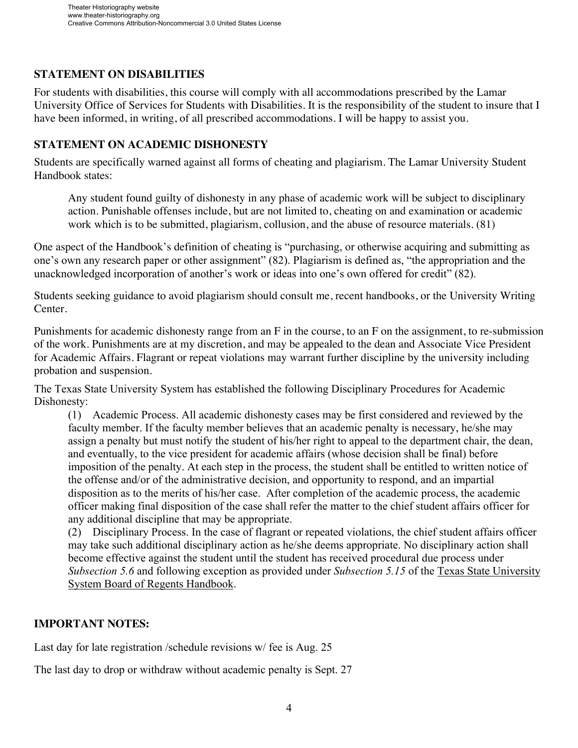## STATEMENT ON DISABILITIES

For students with disabilities, this course will comply with all accommodations prescribed by the Lamar University Office of Services for Students with Disabilities. It is the responsibility of the student to insure that I have been informed, in writing, of all prescribed accommodations. I will be happy to assist you.

## STATEMENT ON ACADEMIC DISHONESTY

Students are specifically warned against all forms of cheating and plagiarism. The Lamar University Student Handbook states:

> Any student found guilty of dishonesty in any phase of academic work will be subject to disciplinary action. Punishable offenses include, but are not limited to, cheating on and examination or academic work which is to be submitted, plagiarism, collusion, and the abuse of resource materials. (81)

One aspect of the Handbook's definition of cheating is "purchasing, or otherwise acquiring and submitting as one's own any research paper or other assignment" (82). Plagiarism is defined as, "the appropriation and the unacknowledged incorporation of another's work or ideas into one's own offered for credit" (82).

Students seeking guidance to avoid plagiarism should consult me, recent handbooks, or the University Writing Center.

Punishments for academic dishonesty range from an F in the course, to an F on the assignment, to re-submission of the work. Punishments are at my discretion, and may be appealed to the dean and Associate Vice President for Academic Affairs. Flagrant or repeat violations may warrant further discipline by the university including probation and suspension.

The Texas State University System has established the following Disciplinary Procedures for Academic Dishonesty:

> (1) Academic Process. All academic dishonesty cases may be first considered and reviewed by the faculty member. If the faculty member believes that an academic penalty is necessary, he/she may assign a penalty but must notify the student of his/her right to appeal to the department chair, the dean, and eventually, to the vice president for academic affairs (whose decision shall be final) before imposition of the penalty. At each step in the process, the student shall be entitled to written notice of the offense and/or of the administrative decision, and opportunity to respond, and an impartial disposition as to the merits of his/her case. After completion of the academic process, the academic officer making final disposition of the case shall refer the matter to the chief student affairs officer for any additional discipline that may be appropriate.
>
> (2) Disciplinary Process. In the case of flagrant or repeated violations, the chief student affairs officer may take such additional disciplinary action as he/she deems appropriate. No disciplinary action shall become effective against the student until the student has received procedural due process under *Subsection 5.6* and following exception as provided under *Subsection 5.15* of the Texas State University System Board of Regents Handbook.

## IMPORTANT NOTES:

Last day for late registration /schedule revisions w/ fee is Aug. 25

The last day to drop or withdraw without academic penalty is Sept. 27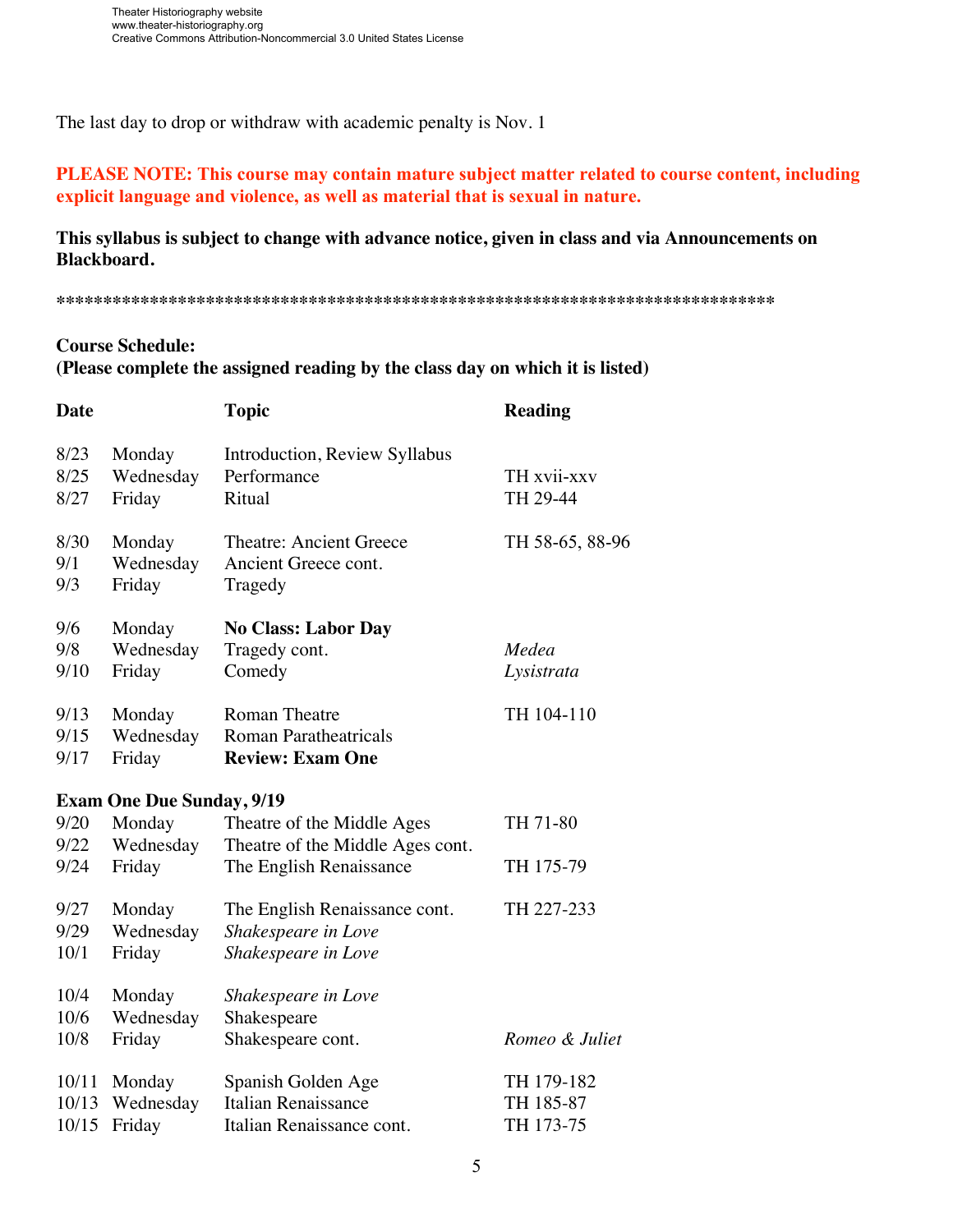The last day to drop or withdraw with academic penalty is Nov. 1

**PLEASE NOTE: This course may contain mature subject matter related to course content, including explicit language and violence, as well as material that is sexual in nature.**

**This syllabus is subject to change with advance notice, given in class and via Announcements on Blackboard.**

*******************************************************************************

**Course Schedule:**
**(Please complete the assigned reading by the class day on which it is listed)**

| Date | | Topic | Reading |
|---|---|---|---|
| 8/23 | Monday | Introduction, Review Syllabus | |
| 8/25 | Wednesday | Performance | TH xvii-xxv |
| 8/27 | Friday | Ritual | TH 29-44 |
| 8/30 | Monday | Theatre: Ancient Greece | TH 58-65, 88-96 |
| 9/1 | Wednesday | Ancient Greece cont. | |
| 9/3 | Friday | Tragedy | |
| 9/6 | Monday | **No Class: Labor Day** | |
| 9/8 | Wednesday | Tragedy cont. | *Medea* |
| 9/10 | Friday | Comedy | *Lysistrata* |
| 9/13 | Monday | Roman Theatre | TH 104-110 |
| 9/15 | Wednesday | Roman Paratheatricals | |
| 9/17 | Friday | **Review: Exam One** | |
| **Exam One Due Sunday, 9/19** | | | |
| 9/20 | Monday | Theatre of the Middle Ages | TH 71-80 |
| 9/22 | Wednesday | Theatre of the Middle Ages cont. | |
| 9/24 | Friday | The English Renaissance | TH 175-79 |
| 9/27 | Monday | The English Renaissance cont. | TH 227-233 |
| 9/29 | Wednesday | *Shakespeare in Love* | |
| 10/1 | Friday | *Shakespeare in Love* | |
| 10/4 | Monday | *Shakespeare in Love* | |
| 10/6 | Wednesday | Shakespeare | |
| 10/8 | Friday | Shakespeare cont. | *Romeo & Juliet* |
| 10/11 | Monday | Spanish Golden Age | TH 179-182 |
| 10/13 | Wednesday | Italian Renaissance | TH 185-87 |
| 10/15 | Friday | Italian Renaissance cont. | TH 173-75 |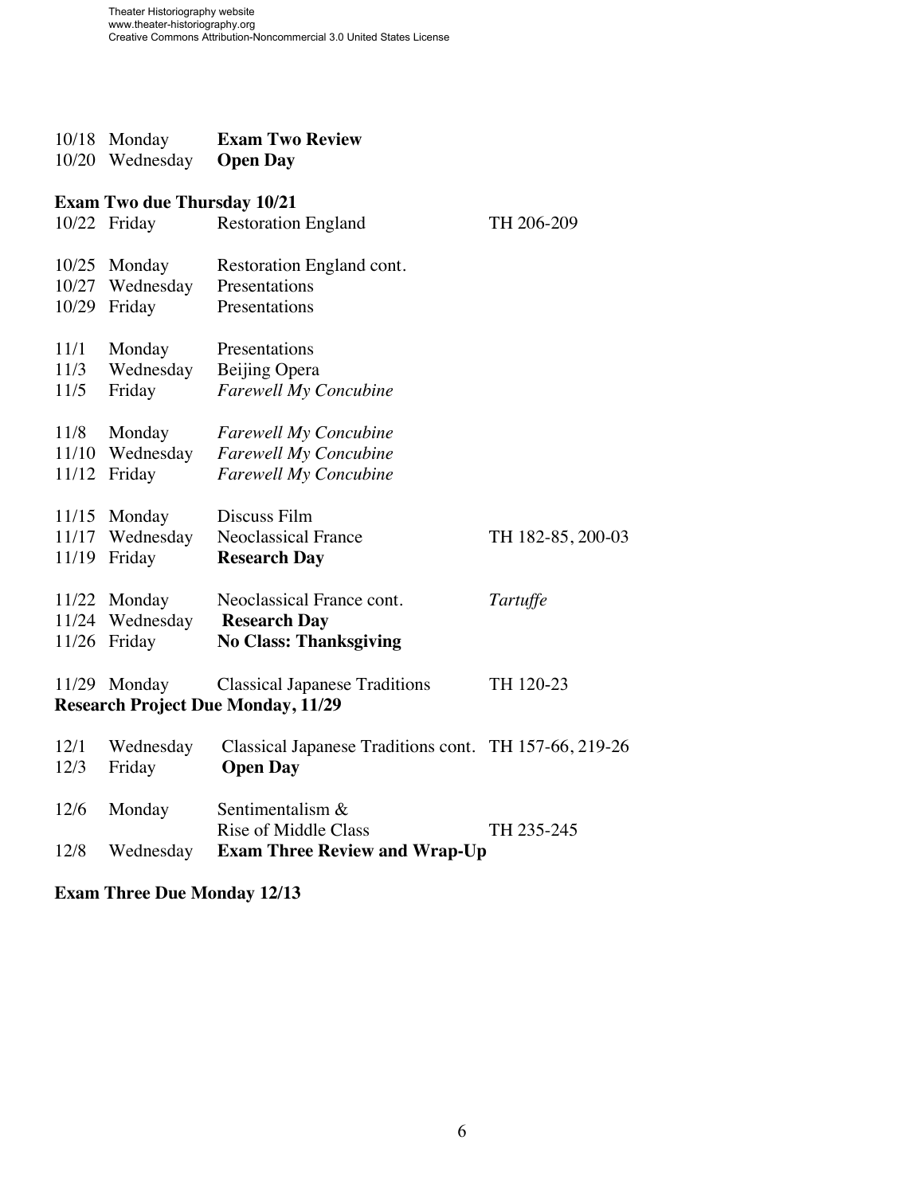| | | | |
|---|---|---|---|
| 10/18 | Monday | **Exam Two Review** | |
| 10/20 | Wednesday | **Open Day** | |

**Exam Two due Thursday 10/21**

| | | | |
|---|---|---|---|
| 10/22 | Friday | Restoration England | TH 206-209 |
| 10/25 | Monday | Restoration England cont. | |
| 10/27 | Wednesday | Presentations | |
| 10/29 | Friday | Presentations | |
| 11/1 | Monday | Presentations | |
| 11/3 | Wednesday | Beijing Opera | |
| 11/5 | Friday | *Farewell My Concubine* | |
| 11/8 | Monday | *Farewell My Concubine* | |
| 11/10 | Wednesday | *Farewell My Concubine* | |
| 11/12 | Friday | *Farewell My Concubine* | |
| 11/15 | Monday | Discuss Film | |
| 11/17 | Wednesday | Neoclassical France | TH 182-85, 200-03 |
| 11/19 | Friday | **Research Day** | |
| 11/22 | Monday | Neoclassical France cont. | *Tartuffe* |
| 11/24 | Wednesday | **Research Day** | |
| 11/26 | Friday | **No Class: Thanksgiving** | |
| 11/29 | Monday | Classical Japanese Traditions | TH 120-23 |

**Research Project Due Monday, 11/29**

| | | | |
|---|---|---|---|
| 12/1 | Wednesday | Classical Japanese Traditions cont. | TH 157-66, 219-26 |
| 12/3 | Friday | **Open Day** | |
| 12/6 | Monday | Sentimentalism & Rise of Middle Class | TH 235-245 |
| 12/8 | Wednesday | **Exam Three Review and Wrap-Up** | |

**Exam Three Due Monday 12/13**